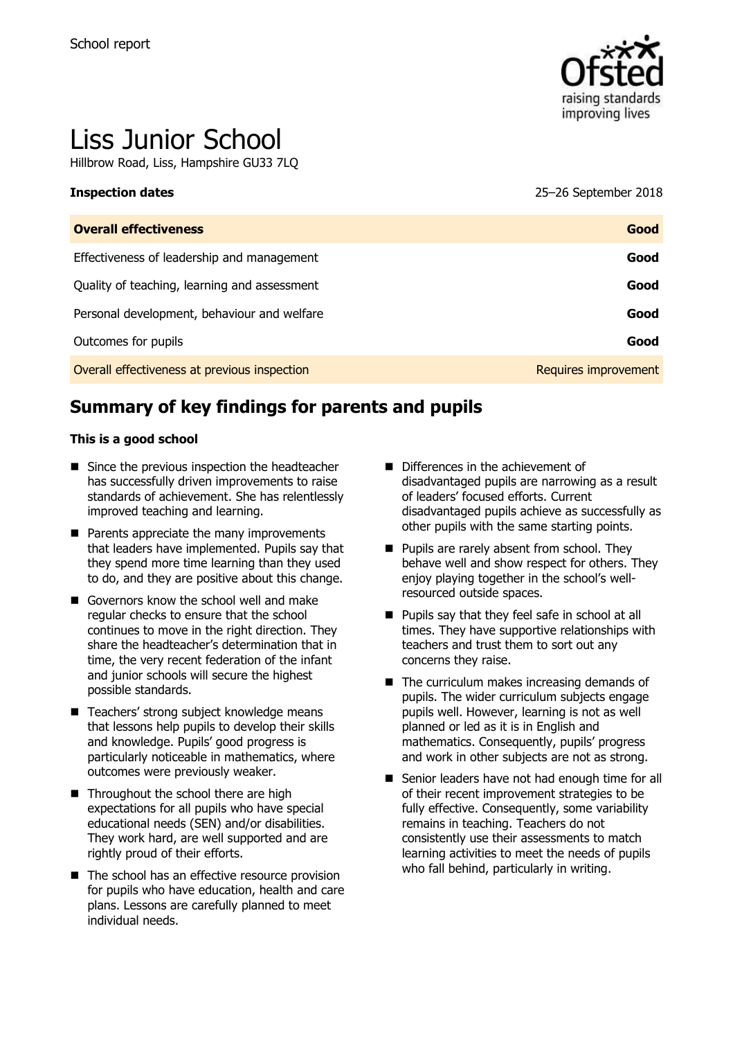School report

# Liss Junior School

Hillbrow Road, Liss, Hampshire GU33 7LQ

**Inspection dates** 25–26 September 2018

| **Overall effectiveness** | **Good** |
| --- | --- |
| Effectiveness of leadership and management | **Good** |
| Quality of teaching, learning and assessment | **Good** |
| Personal development, behaviour and welfare | **Good** |
| Outcomes for pupils | **Good** |
| Overall effectiveness at previous inspection | Requires improvement |

## Summary of key findings for parents and pupils

**This is a good school**

- Since the previous inspection the headteacher has successfully driven improvements to raise standards of achievement. She has relentlessly improved teaching and learning.
- Parents appreciate the many improvements that leaders have implemented. Pupils say that they spend more time learning than they used to do, and they are positive about this change.
- Governors know the school well and make regular checks to ensure that the school continues to move in the right direction. They share the headteacher's determination that in time, the very recent federation of the infant and junior schools will secure the highest possible standards.
- Teachers' strong subject knowledge means that lessons help pupils to develop their skills and knowledge. Pupils' good progress is particularly noticeable in mathematics, where outcomes were previously weaker.
- Throughout the school there are high expectations for all pupils who have special educational needs (SEN) and/or disabilities. They work hard, are well supported and are rightly proud of their efforts.
- The school has an effective resource provision for pupils who have education, health and care plans. Lessons are carefully planned to meet individual needs.
- Differences in the achievement of disadvantaged pupils are narrowing as a result of leaders' focused efforts. Current disadvantaged pupils achieve as successfully as other pupils with the same starting points.
- Pupils are rarely absent from school. They behave well and show respect for others. They enjoy playing together in the school's well-resourced outside spaces.
- Pupils say that they feel safe in school at all times. They have supportive relationships with teachers and trust them to sort out any concerns they raise.
- The curriculum makes increasing demands of pupils. The wider curriculum subjects engage pupils well. However, learning is not as well planned or led as it is in English and mathematics. Consequently, pupils' progress and work in other subjects are not as strong.
- Senior leaders have not had enough time for all of their recent improvement strategies to be fully effective. Consequently, some variability remains in teaching. Teachers do not consistently use their assessments to match learning activities to meet the needs of pupils who fall behind, particularly in writing.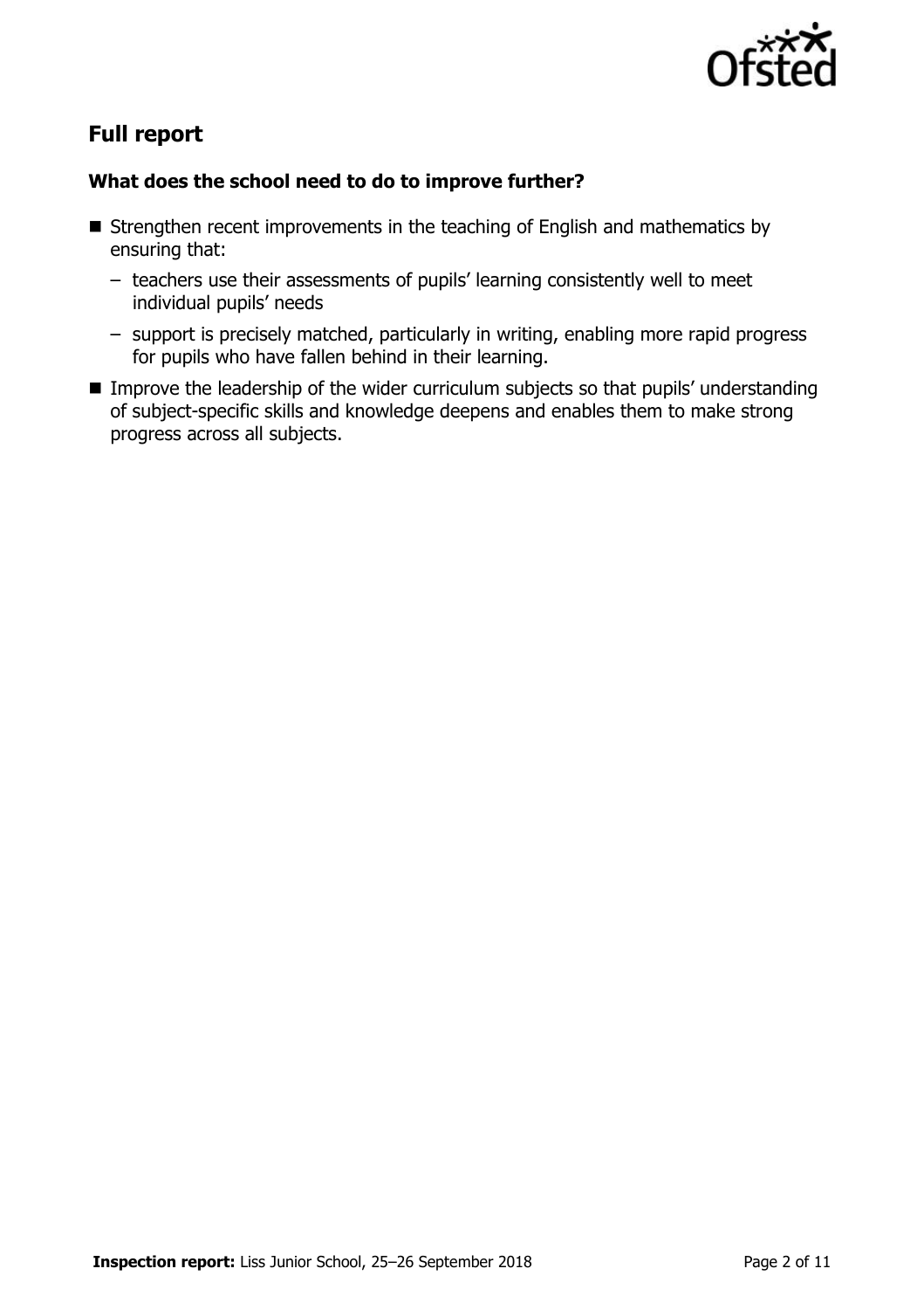## Full report

### What does the school need to do to improve further?

- Strengthen recent improvements in the teaching of English and mathematics by ensuring that:
  - teachers use their assessments of pupils' learning consistently well to meet individual pupils' needs
  - support is precisely matched, particularly in writing, enabling more rapid progress for pupils who have fallen behind in their learning.
- Improve the leadership of the wider curriculum subjects so that pupils' understanding of subject-specific skills and knowledge deepens and enables them to make strong progress across all subjects.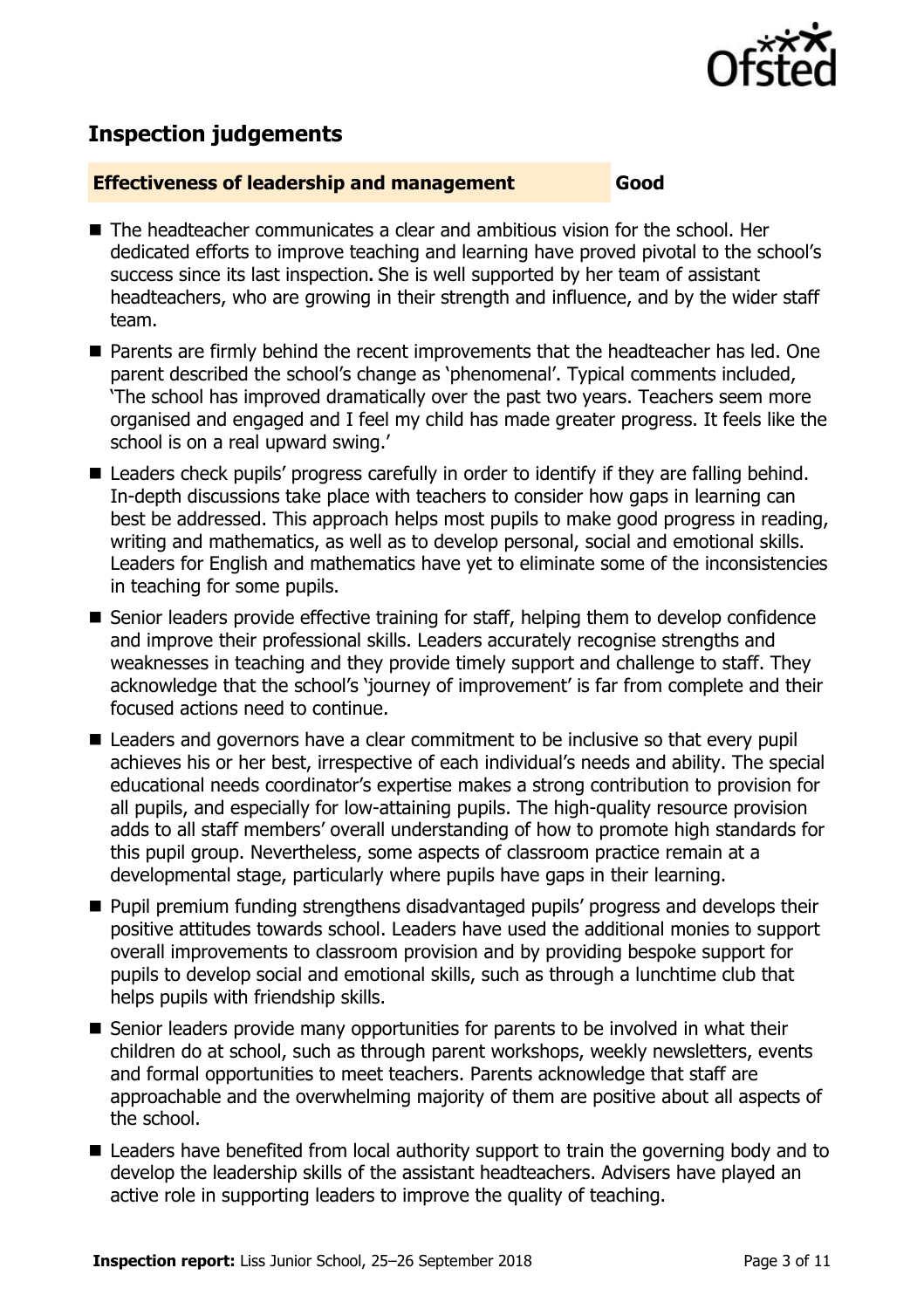## Inspection judgements

| **Effectiveness of leadership and management** | **Good** |
| --- | --- |

- The headteacher communicates a clear and ambitious vision for the school. Her dedicated efforts to improve teaching and learning have proved pivotal to the school's success since its last inspection. She is well supported by her team of assistant headteachers, who are growing in their strength and influence, and by the wider staff team.
- Parents are firmly behind the recent improvements that the headteacher has led. One parent described the school's change as 'phenomenal'. Typical comments included, 'The school has improved dramatically over the past two years. Teachers seem more organised and engaged and I feel my child has made greater progress. It feels like the school is on a real upward swing.'
- Leaders check pupils' progress carefully in order to identify if they are falling behind. In-depth discussions take place with teachers to consider how gaps in learning can best be addressed. This approach helps most pupils to make good progress in reading, writing and mathematics, as well as to develop personal, social and emotional skills. Leaders for English and mathematics have yet to eliminate some of the inconsistencies in teaching for some pupils.
- Senior leaders provide effective training for staff, helping them to develop confidence and improve their professional skills. Leaders accurately recognise strengths and weaknesses in teaching and they provide timely support and challenge to staff. They acknowledge that the school's 'journey of improvement' is far from complete and their focused actions need to continue.
- Leaders and governors have a clear commitment to be inclusive so that every pupil achieves his or her best, irrespective of each individual's needs and ability. The special educational needs coordinator's expertise makes a strong contribution to provision for all pupils, and especially for low-attaining pupils. The high-quality resource provision adds to all staff members' overall understanding of how to promote high standards for this pupil group. Nevertheless, some aspects of classroom practice remain at a developmental stage, particularly where pupils have gaps in their learning.
- Pupil premium funding strengthens disadvantaged pupils' progress and develops their positive attitudes towards school. Leaders have used the additional monies to support overall improvements to classroom provision and by providing bespoke support for pupils to develop social and emotional skills, such as through a lunchtime club that helps pupils with friendship skills.
- Senior leaders provide many opportunities for parents to be involved in what their children do at school, such as through parent workshops, weekly newsletters, events and formal opportunities to meet teachers. Parents acknowledge that staff are approachable and the overwhelming majority of them are positive about all aspects of the school.
- Leaders have benefited from local authority support to train the governing body and to develop the leadership skills of the assistant headteachers. Advisers have played an active role in supporting leaders to improve the quality of teaching.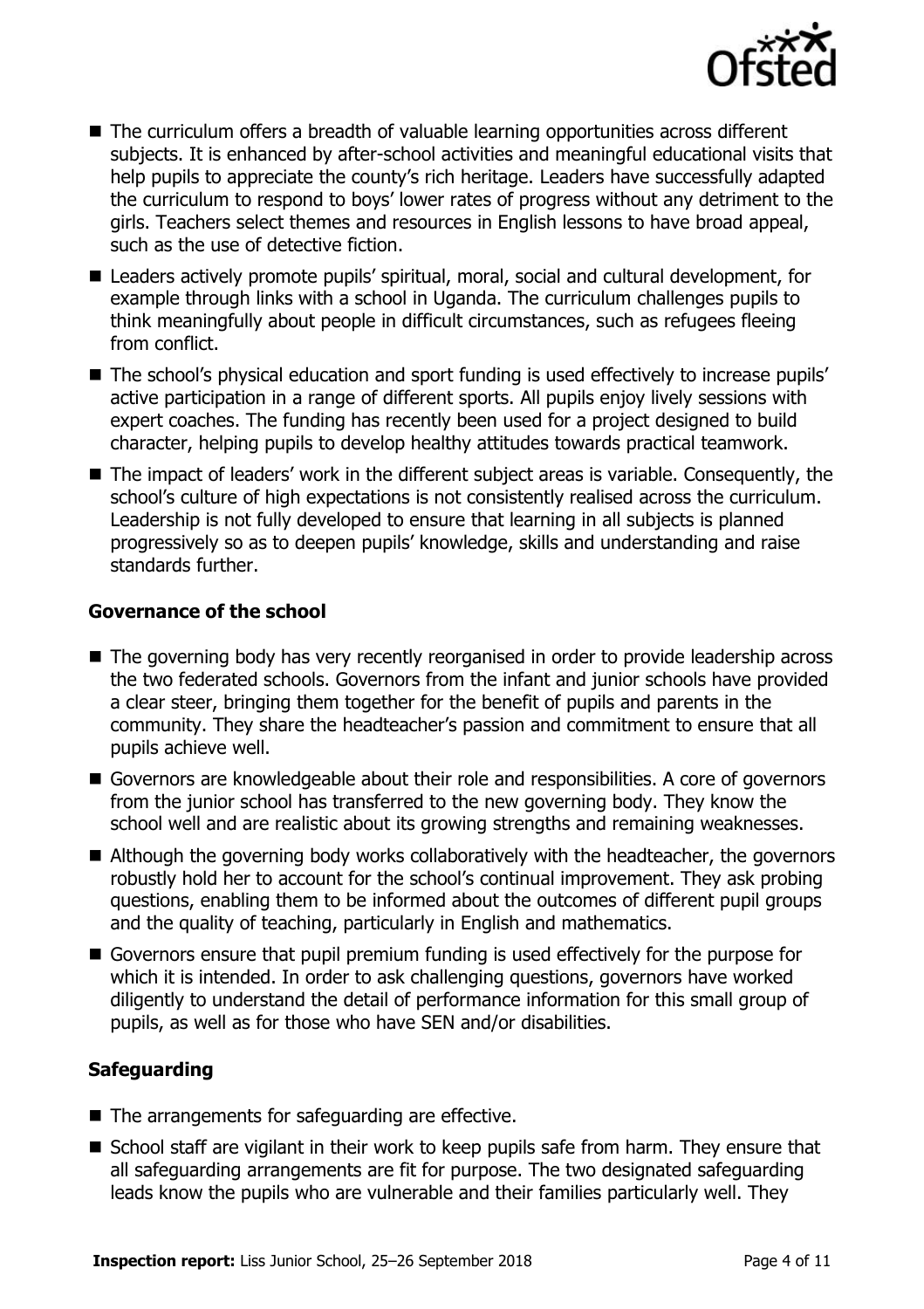- The curriculum offers a breadth of valuable learning opportunities across different subjects. It is enhanced by after-school activities and meaningful educational visits that help pupils to appreciate the county's rich heritage. Leaders have successfully adapted the curriculum to respond to boys' lower rates of progress without any detriment to the girls. Teachers select themes and resources in English lessons to have broad appeal, such as the use of detective fiction.
- Leaders actively promote pupils' spiritual, moral, social and cultural development, for example through links with a school in Uganda. The curriculum challenges pupils to think meaningfully about people in difficult circumstances, such as refugees fleeing from conflict.
- The school's physical education and sport funding is used effectively to increase pupils' active participation in a range of different sports. All pupils enjoy lively sessions with expert coaches. The funding has recently been used for a project designed to build character, helping pupils to develop healthy attitudes towards practical teamwork.
- The impact of leaders' work in the different subject areas is variable. Consequently, the school's culture of high expectations is not consistently realised across the curriculum. Leadership is not fully developed to ensure that learning in all subjects is planned progressively so as to deepen pupils' knowledge, skills and understanding and raise standards further.

### Governance of the school

- The governing body has very recently reorganised in order to provide leadership across the two federated schools. Governors from the infant and junior schools have provided a clear steer, bringing them together for the benefit of pupils and parents in the community. They share the headteacher's passion and commitment to ensure that all pupils achieve well.
- Governors are knowledgeable about their role and responsibilities. A core of governors from the junior school has transferred to the new governing body. They know the school well and are realistic about its growing strengths and remaining weaknesses.
- Although the governing body works collaboratively with the headteacher, the governors robustly hold her to account for the school's continual improvement. They ask probing questions, enabling them to be informed about the outcomes of different pupil groups and the quality of teaching, particularly in English and mathematics.
- Governors ensure that pupil premium funding is used effectively for the purpose for which it is intended. In order to ask challenging questions, governors have worked diligently to understand the detail of performance information for this small group of pupils, as well as for those who have SEN and/or disabilities.

### Safeguarding

- The arrangements for safeguarding are effective.
- School staff are vigilant in their work to keep pupils safe from harm. They ensure that all safeguarding arrangements are fit for purpose. The two designated safeguarding leads know the pupils who are vulnerable and their families particularly well. They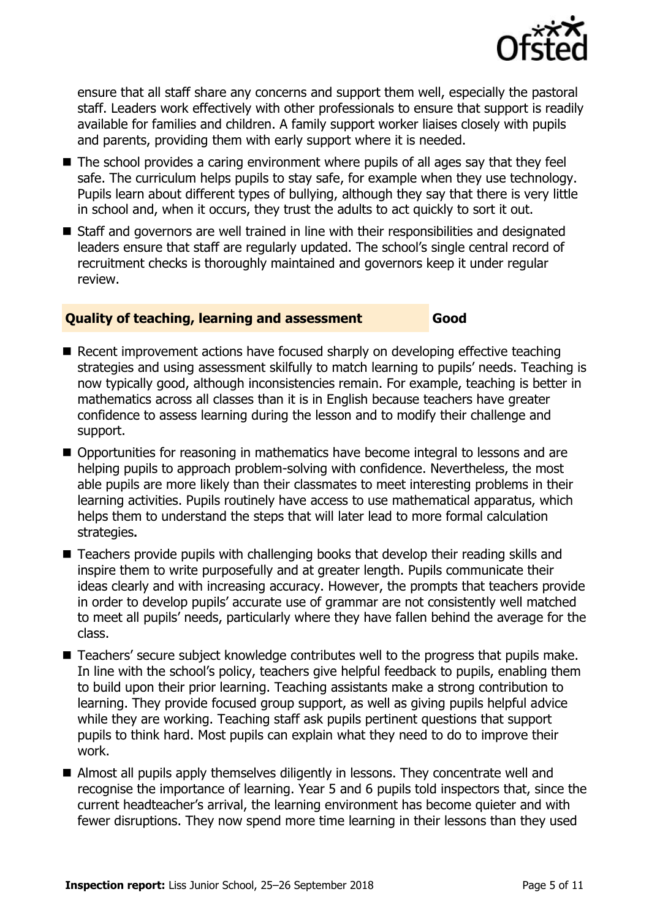ensure that all staff share any concerns and support them well, especially the pastoral staff. Leaders work effectively with other professionals to ensure that support is readily available for families and children. A family support worker liaises closely with pupils and parents, providing them with early support where it is needed.

- The school provides a caring environment where pupils of all ages say that they feel safe. The curriculum helps pupils to stay safe, for example when they use technology. Pupils learn about different types of bullying, although they say that there is very little in school and, when it occurs, they trust the adults to act quickly to sort it out.
- Staff and governors are well trained in line with their responsibilities and designated leaders ensure that staff are regularly updated. The school's single central record of recruitment checks is thoroughly maintained and governors keep it under regular review.

### Quality of teaching, learning and assessment — Good

- Recent improvement actions have focused sharply on developing effective teaching strategies and using assessment skilfully to match learning to pupils' needs. Teaching is now typically good, although inconsistencies remain. For example, teaching is better in mathematics across all classes than it is in English because teachers have greater confidence to assess learning during the lesson and to modify their challenge and support.
- Opportunities for reasoning in mathematics have become integral to lessons and are helping pupils to approach problem-solving with confidence. Nevertheless, the most able pupils are more likely than their classmates to meet interesting problems in their learning activities. Pupils routinely have access to use mathematical apparatus, which helps them to understand the steps that will later lead to more formal calculation strategies.
- Teachers provide pupils with challenging books that develop their reading skills and inspire them to write purposefully and at greater length. Pupils communicate their ideas clearly and with increasing accuracy. However, the prompts that teachers provide in order to develop pupils' accurate use of grammar are not consistently well matched to meet all pupils' needs, particularly where they have fallen behind the average for the class.
- Teachers' secure subject knowledge contributes well to the progress that pupils make. In line with the school's policy, teachers give helpful feedback to pupils, enabling them to build upon their prior learning. Teaching assistants make a strong contribution to learning. They provide focused group support, as well as giving pupils helpful advice while they are working. Teaching staff ask pupils pertinent questions that support pupils to think hard. Most pupils can explain what they need to do to improve their work.
- Almost all pupils apply themselves diligently in lessons. They concentrate well and recognise the importance of learning. Year 5 and 6 pupils told inspectors that, since the current headteacher's arrival, the learning environment has become quieter and with fewer disruptions. They now spend more time learning in their lessons than they used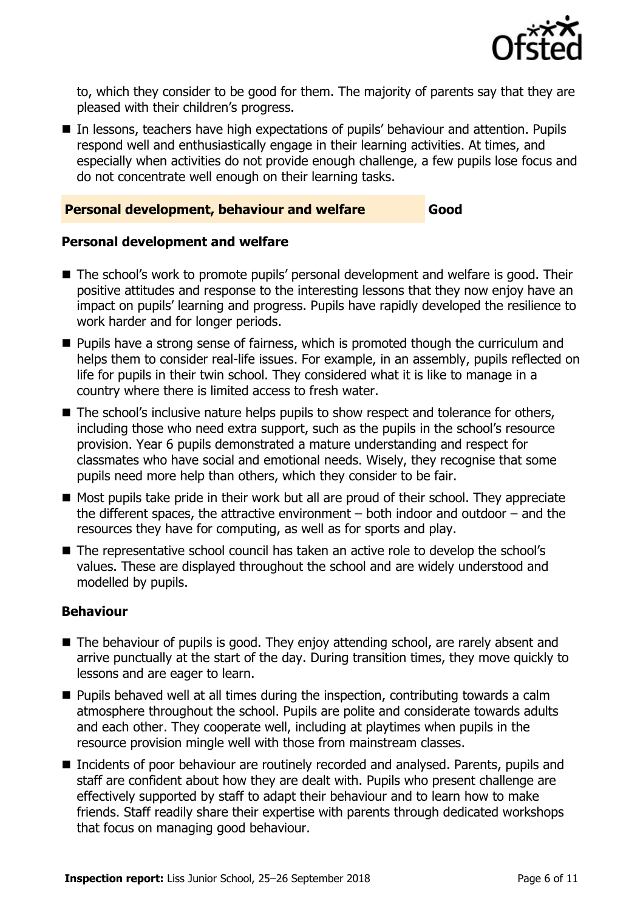to, which they consider to be good for them. The majority of parents say that they are pleased with their children's progress.

- In lessons, teachers have high expectations of pupils' behaviour and attention. Pupils respond well and enthusiastically engage in their learning activities. At times, and especially when activities do not provide enough challenge, a few pupils lose focus and do not concentrate well enough on their learning tasks.

## Personal development, behaviour and welfare — Good

### Personal development and welfare

- The school's work to promote pupils' personal development and welfare is good. Their positive attitudes and response to the interesting lessons that they now enjoy have an impact on pupils' learning and progress. Pupils have rapidly developed the resilience to work harder and for longer periods.
- Pupils have a strong sense of fairness, which is promoted though the curriculum and helps them to consider real-life issues. For example, in an assembly, pupils reflected on life for pupils in their twin school. They considered what it is like to manage in a country where there is limited access to fresh water.
- The school's inclusive nature helps pupils to show respect and tolerance for others, including those who need extra support, such as the pupils in the school's resource provision. Year 6 pupils demonstrated a mature understanding and respect for classmates who have social and emotional needs. Wisely, they recognise that some pupils need more help than others, which they consider to be fair.
- Most pupils take pride in their work but all are proud of their school. They appreciate the different spaces, the attractive environment – both indoor and outdoor – and the resources they have for computing, as well as for sports and play.
- The representative school council has taken an active role to develop the school's values. These are displayed throughout the school and are widely understood and modelled by pupils.

### Behaviour

- The behaviour of pupils is good. They enjoy attending school, are rarely absent and arrive punctually at the start of the day. During transition times, they move quickly to lessons and are eager to learn.
- Pupils behaved well at all times during the inspection, contributing towards a calm atmosphere throughout the school. Pupils are polite and considerate towards adults and each other. They cooperate well, including at playtimes when pupils in the resource provision mingle well with those from mainstream classes.
- Incidents of poor behaviour are routinely recorded and analysed. Parents, pupils and staff are confident about how they are dealt with. Pupils who present challenge are effectively supported by staff to adapt their behaviour and to learn how to make friends. Staff readily share their expertise with parents through dedicated workshops that focus on managing good behaviour.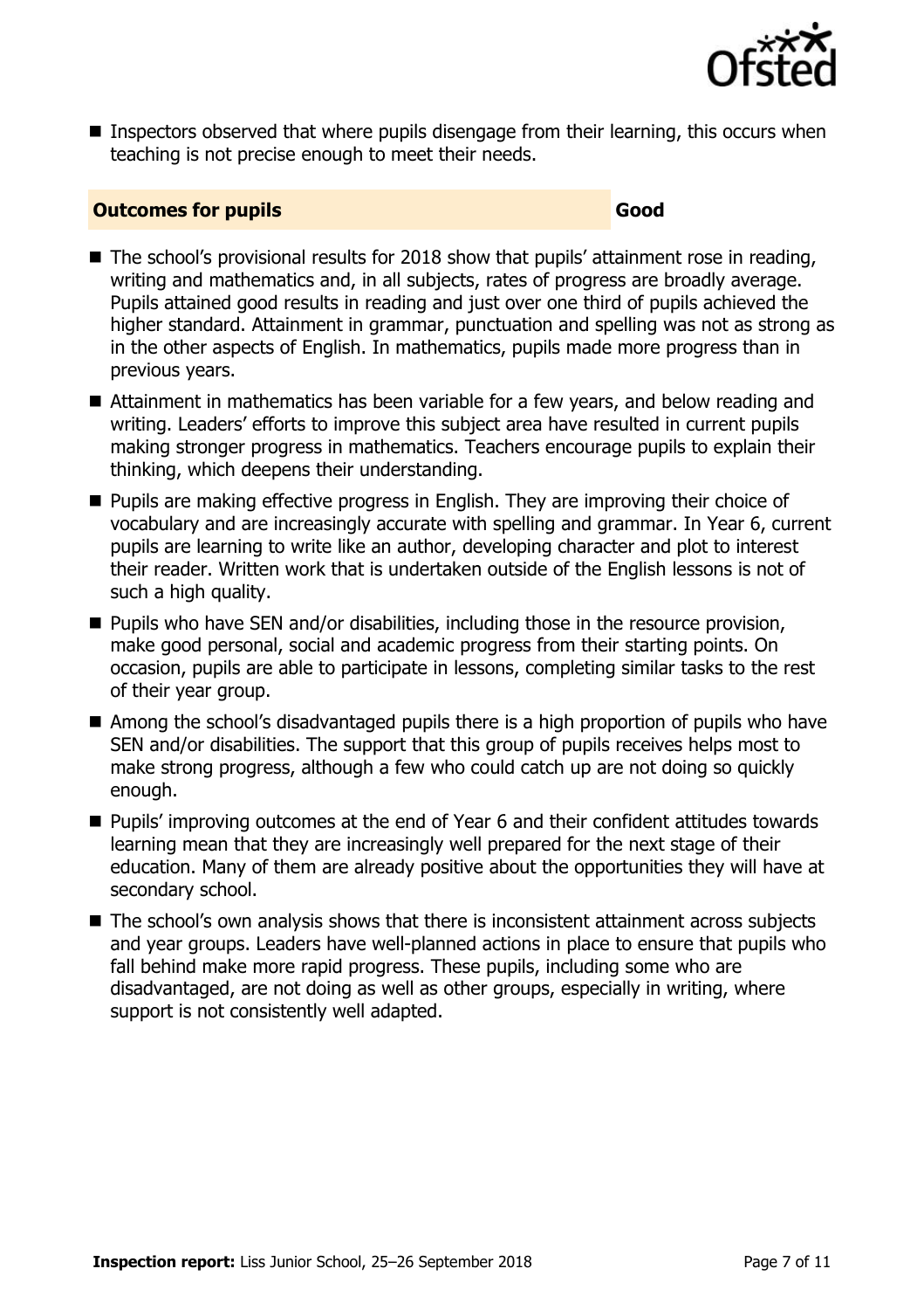- Inspectors observed that where pupils disengage from their learning, this occurs when teaching is not precise enough to meet their needs.

### Outcomes for pupils — Good

- The school's provisional results for 2018 show that pupils' attainment rose in reading, writing and mathematics and, in all subjects, rates of progress are broadly average. Pupils attained good results in reading and just over one third of pupils achieved the higher standard. Attainment in grammar, punctuation and spelling was not as strong as in the other aspects of English. In mathematics, pupils made more progress than in previous years.
- Attainment in mathematics has been variable for a few years, and below reading and writing. Leaders' efforts to improve this subject area have resulted in current pupils making stronger progress in mathematics. Teachers encourage pupils to explain their thinking, which deepens their understanding.
- Pupils are making effective progress in English. They are improving their choice of vocabulary and are increasingly accurate with spelling and grammar. In Year 6, current pupils are learning to write like an author, developing character and plot to interest their reader. Written work that is undertaken outside of the English lessons is not of such a high quality.
- Pupils who have SEN and/or disabilities, including those in the resource provision, make good personal, social and academic progress from their starting points. On occasion, pupils are able to participate in lessons, completing similar tasks to the rest of their year group.
- Among the school's disadvantaged pupils there is a high proportion of pupils who have SEN and/or disabilities. The support that this group of pupils receives helps most to make strong progress, although a few who could catch up are not doing so quickly enough.
- Pupils' improving outcomes at the end of Year 6 and their confident attitudes towards learning mean that they are increasingly well prepared for the next stage of their education. Many of them are already positive about the opportunities they will have at secondary school.
- The school's own analysis shows that there is inconsistent attainment across subjects and year groups. Leaders have well-planned actions in place to ensure that pupils who fall behind make more rapid progress. These pupils, including some who are disadvantaged, are not doing as well as other groups, especially in writing, where support is not consistently well adapted.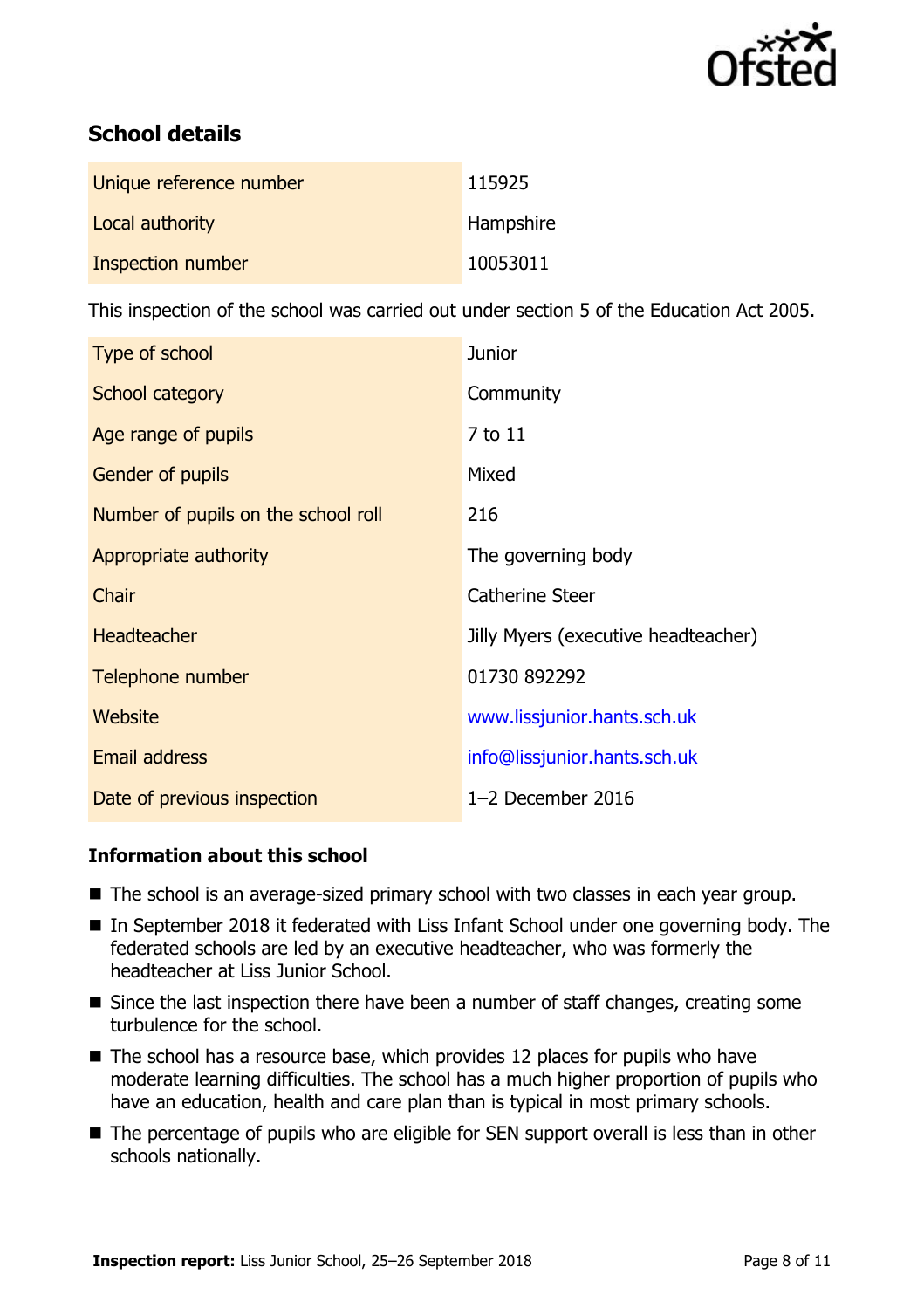## School details

| | |
|---|---|
| Unique reference number | 115925 |
| Local authority | Hampshire |
| Inspection number | 10053011 |

This inspection of the school was carried out under section 5 of the Education Act 2005.

| | |
|---|---|
| Type of school | Junior |
| School category | Community |
| Age range of pupils | 7 to 11 |
| Gender of pupils | Mixed |
| Number of pupils on the school roll | 216 |
| Appropriate authority | The governing body |
| Chair | Catherine Steer |
| Headteacher | Jilly Myers (executive headteacher) |
| Telephone number | 01730 892292 |
| Website | www.lissjunior.hants.sch.uk |
| Email address | info@lissjunior.hants.sch.uk |
| Date of previous inspection | 1–2 December 2016 |

### Information about this school

- The school is an average-sized primary school with two classes in each year group.
- In September 2018 it federated with Liss Infant School under one governing body. The federated schools are led by an executive headteacher, who was formerly the headteacher at Liss Junior School.
- Since the last inspection there have been a number of staff changes, creating some turbulence for the school.
- The school has a resource base, which provides 12 places for pupils who have moderate learning difficulties. The school has a much higher proportion of pupils who have an education, health and care plan than is typical in most primary schools.
- The percentage of pupils who are eligible for SEN support overall is less than in other schools nationally.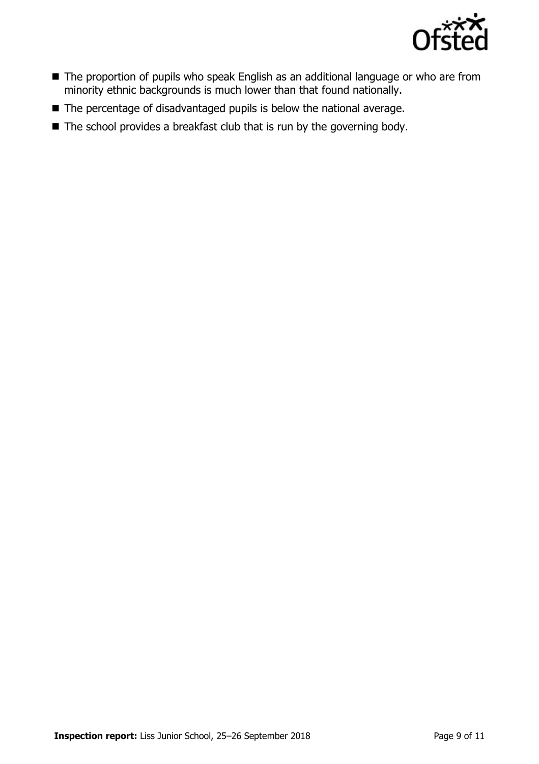- The proportion of pupils who speak English as an additional language or who are from minority ethnic backgrounds is much lower than that found nationally.
- The percentage of disadvantaged pupils is below the national average.
- The school provides a breakfast club that is run by the governing body.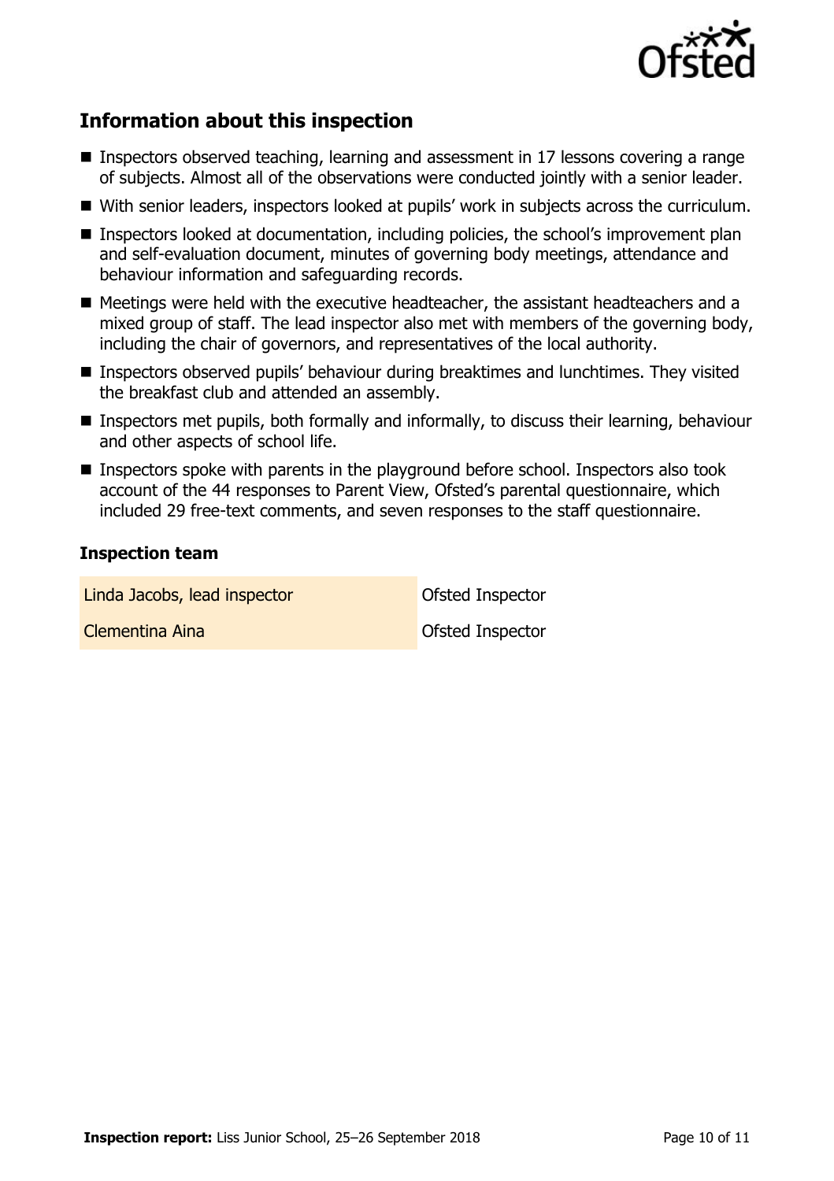## Information about this inspection

- Inspectors observed teaching, learning and assessment in 17 lessons covering a range of subjects. Almost all of the observations were conducted jointly with a senior leader.
- With senior leaders, inspectors looked at pupils' work in subjects across the curriculum.
- Inspectors looked at documentation, including policies, the school's improvement plan and self-evaluation document, minutes of governing body meetings, attendance and behaviour information and safeguarding records.
- Meetings were held with the executive headteacher, the assistant headteachers and a mixed group of staff. The lead inspector also met with members of the governing body, including the chair of governors, and representatives of the local authority.
- Inspectors observed pupils' behaviour during breaktimes and lunchtimes. They visited the breakfast club and attended an assembly.
- Inspectors met pupils, both formally and informally, to discuss their learning, behaviour and other aspects of school life.
- Inspectors spoke with parents in the playground before school. Inspectors also took account of the 44 responses to Parent View, Ofsted's parental questionnaire, which included 29 free-text comments, and seven responses to the staff questionnaire.

### Inspection team

| | |
|---|---|
| Linda Jacobs, lead inspector | Ofsted Inspector |
| Clementina Aina | Ofsted Inspector |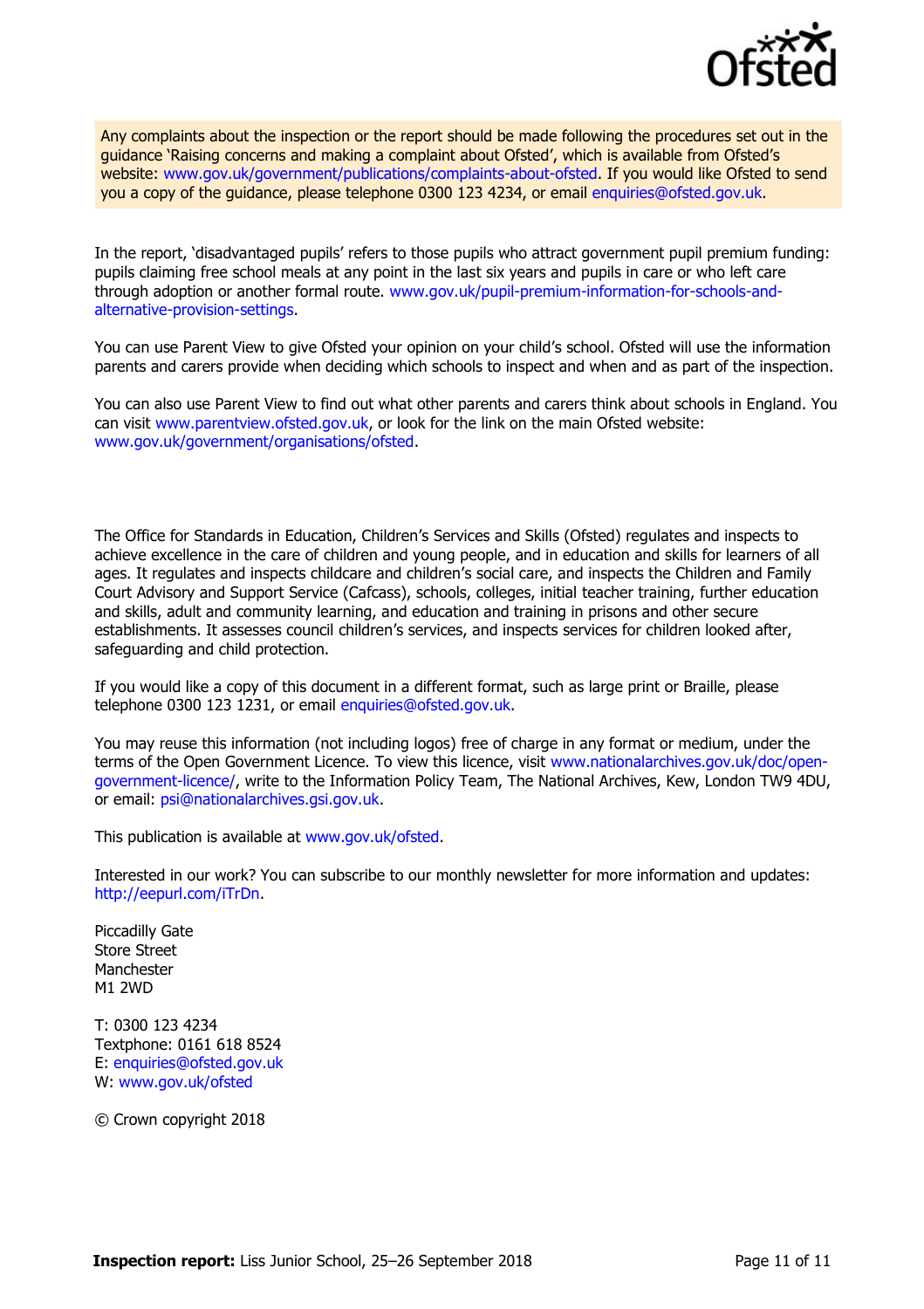Any complaints about the inspection or the report should be made following the procedures set out in the guidance 'Raising concerns and making a complaint about Ofsted', which is available from Ofsted's website: www.gov.uk/government/publications/complaints-about-ofsted. If you would like Ofsted to send you a copy of the guidance, please telephone 0300 123 4234, or email enquiries@ofsted.gov.uk.

In the report, 'disadvantaged pupils' refers to those pupils who attract government pupil premium funding: pupils claiming free school meals at any point in the last six years and pupils in care or who left care through adoption or another formal route. www.gov.uk/pupil-premium-information-for-schools-and-alternative-provision-settings.

You can use Parent View to give Ofsted your opinion on your child's school. Ofsted will use the information parents and carers provide when deciding which schools to inspect and when and as part of the inspection.

You can also use Parent View to find out what other parents and carers think about schools in England. You can visit www.parentview.ofsted.gov.uk, or look for the link on the main Ofsted website: www.gov.uk/government/organisations/ofsted.

The Office for Standards in Education, Children's Services and Skills (Ofsted) regulates and inspects to achieve excellence in the care of children and young people, and in education and skills for learners of all ages. It regulates and inspects childcare and children's social care, and inspects the Children and Family Court Advisory and Support Service (Cafcass), schools, colleges, initial teacher training, further education and skills, adult and community learning, and education and training in prisons and other secure establishments. It assesses council children's services, and inspects services for children looked after, safeguarding and child protection.

If you would like a copy of this document in a different format, such as large print or Braille, please telephone 0300 123 1231, or email enquiries@ofsted.gov.uk.

You may reuse this information (not including logos) free of charge in any format or medium, under the terms of the Open Government Licence. To view this licence, visit www.nationalarchives.gov.uk/doc/open-government-licence/, write to the Information Policy Team, The National Archives, Kew, London TW9 4DU, or email: psi@nationalarchives.gsi.gov.uk.

This publication is available at www.gov.uk/ofsted.

Interested in our work? You can subscribe to our monthly newsletter for more information and updates: http://eepurl.com/iTrDn.

Piccadilly Gate
Store Street
Manchester
M1 2WD

T: 0300 123 4234
Textphone: 0161 618 8524
E: enquiries@ofsted.gov.uk
W: www.gov.uk/ofsted

© Crown copyright 2018